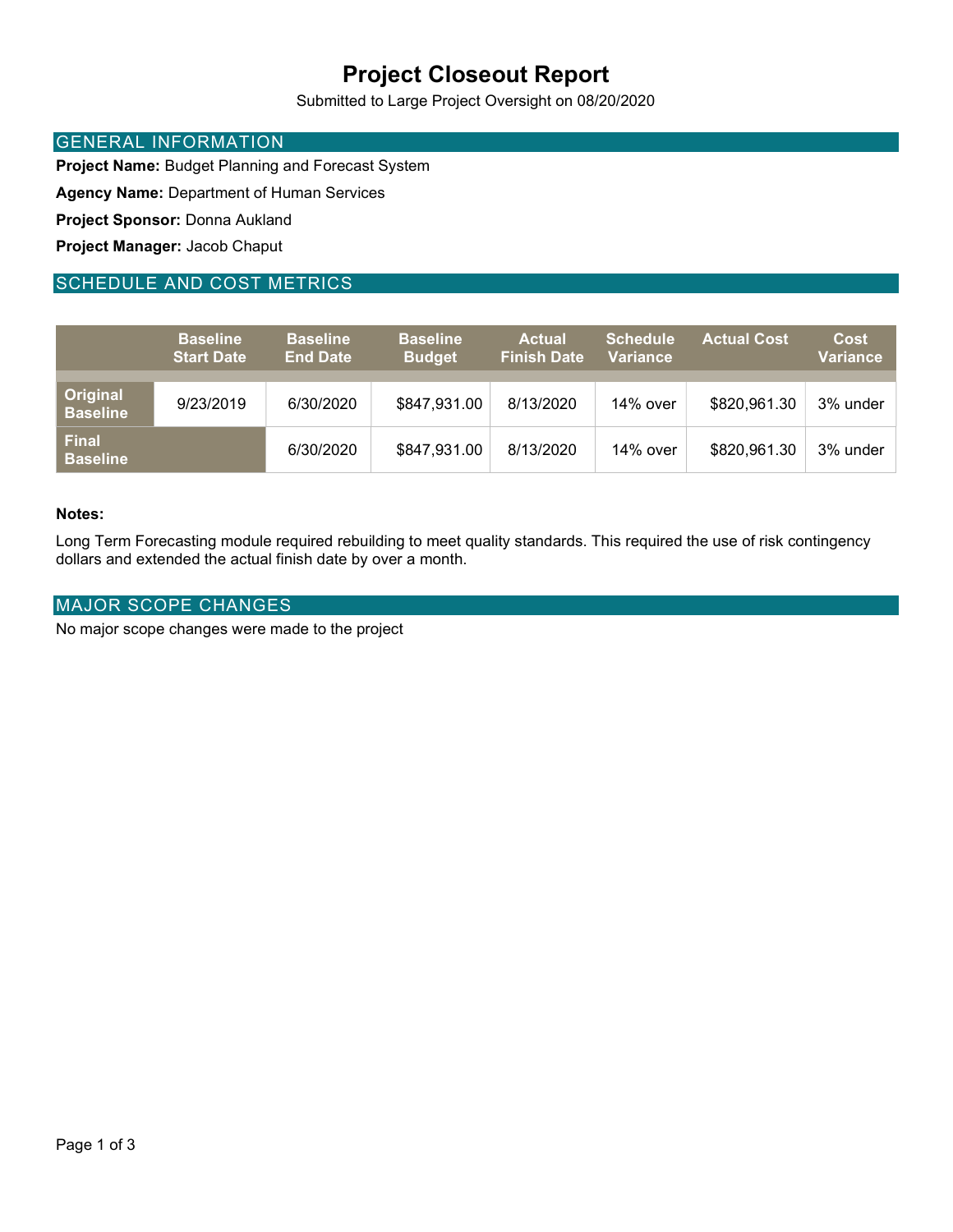# Project Closeout Report

Submitted to Large Project Oversight on 08/20/2020

## GENERAL INFORMATION

**Project Name:** Budget Planning and Forecast System

**Agency Name:** Department of Human Services

**Project Sponsor:** Donna Aukland

**Project Manager:** Jacob Chaput

## SCHEDULE AND COST METRICS

| | Baseline Start Date | Baseline End Date | Baseline Budget | Actual Finish Date | Schedule Variance | Actual Cost | Cost Variance |
|---|---|---|---|---|---|---|---|
| Original Baseline | 9/23/2019 | 6/30/2020 | $847,931.00 | 8/13/2020 | 14% over | $820,961.30 | 3% under |
| Final Baseline | | 6/30/2020 | $847,931.00 | 8/13/2020 | 14% over | $820,961.30 | 3% under |

**Notes:**

Long Term Forecasting module required rebuilding to meet quality standards. This required the use of risk contingency dollars and extended the actual finish date by over a month.

## MAJOR SCOPE CHANGES

No major scope changes were made to the project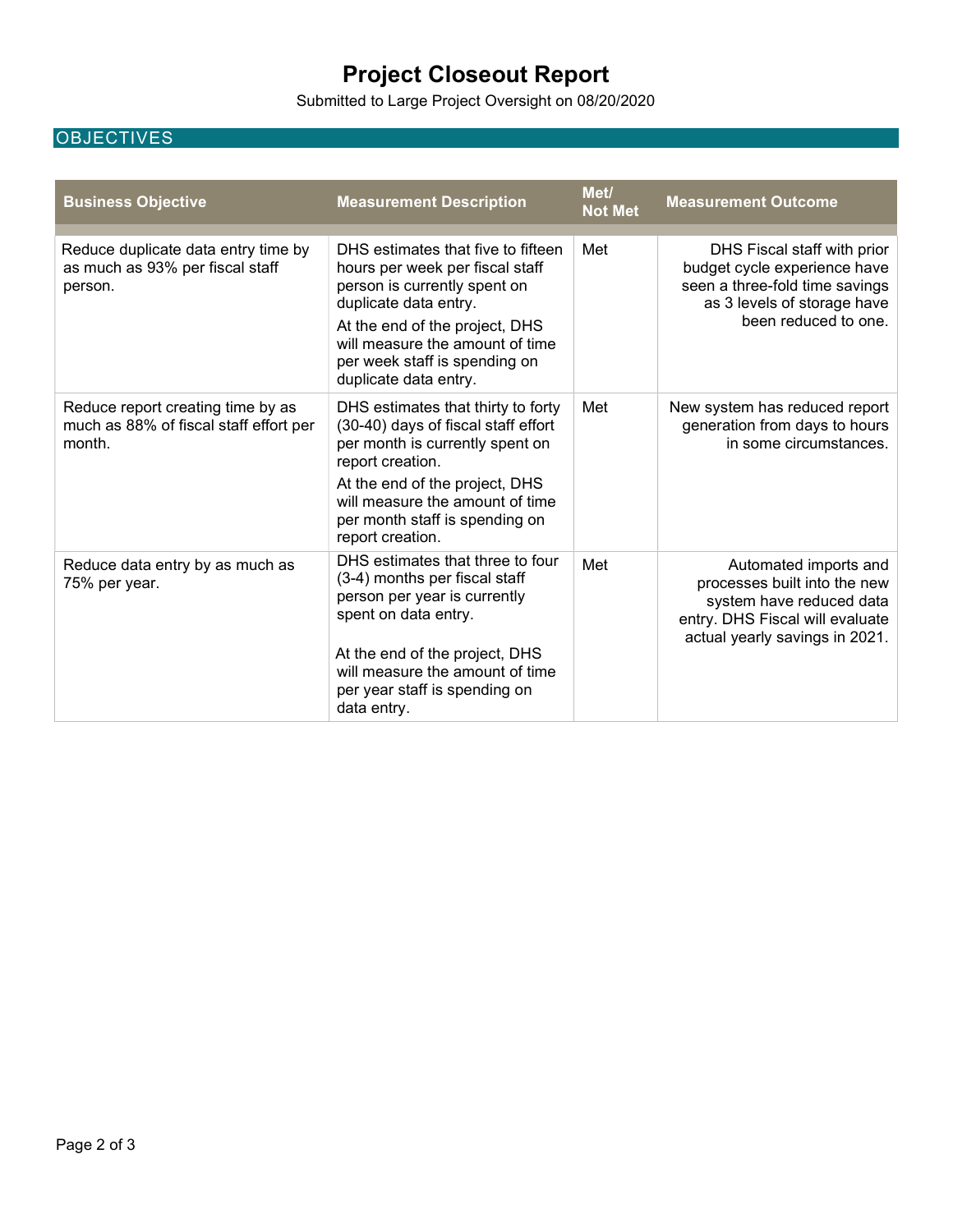# Project Closeout Report

Submitted to Large Project Oversight on 08/20/2020

## OBJECTIVES

| Business Objective | Measurement Description | Met/ Not Met | Measurement Outcome |
|---|---|---|---|
| Reduce duplicate data entry time by as much as 93% per fiscal staff person. | DHS estimates that five to fifteen hours per week per fiscal staff person is currently spent on duplicate data entry.<br>At the end of the project, DHS will measure the amount of time per week staff is spending on duplicate data entry. | Met | DHS Fiscal staff with prior budget cycle experience have seen a three-fold time savings as 3 levels of storage have been reduced to one. |
| Reduce report creating time by as much as 88% of fiscal staff effort per month. | DHS estimates that thirty to forty (30-40) days of fiscal staff effort per month is currently spent on report creation.<br>At the end of the project, DHS will measure the amount of time per month staff is spending on report creation. | Met | New system has reduced report generation from days to hours in some circumstances. |
| Reduce data entry by as much as 75% per year. | DHS estimates that three to four (3-4) months per fiscal staff person per year is currently spent on data entry.<br>At the end of the project, DHS will measure the amount of time per year staff is spending on data entry. | Met | Automated imports and processes built into the new system have reduced data entry. DHS Fiscal will evaluate actual yearly savings in 2021. |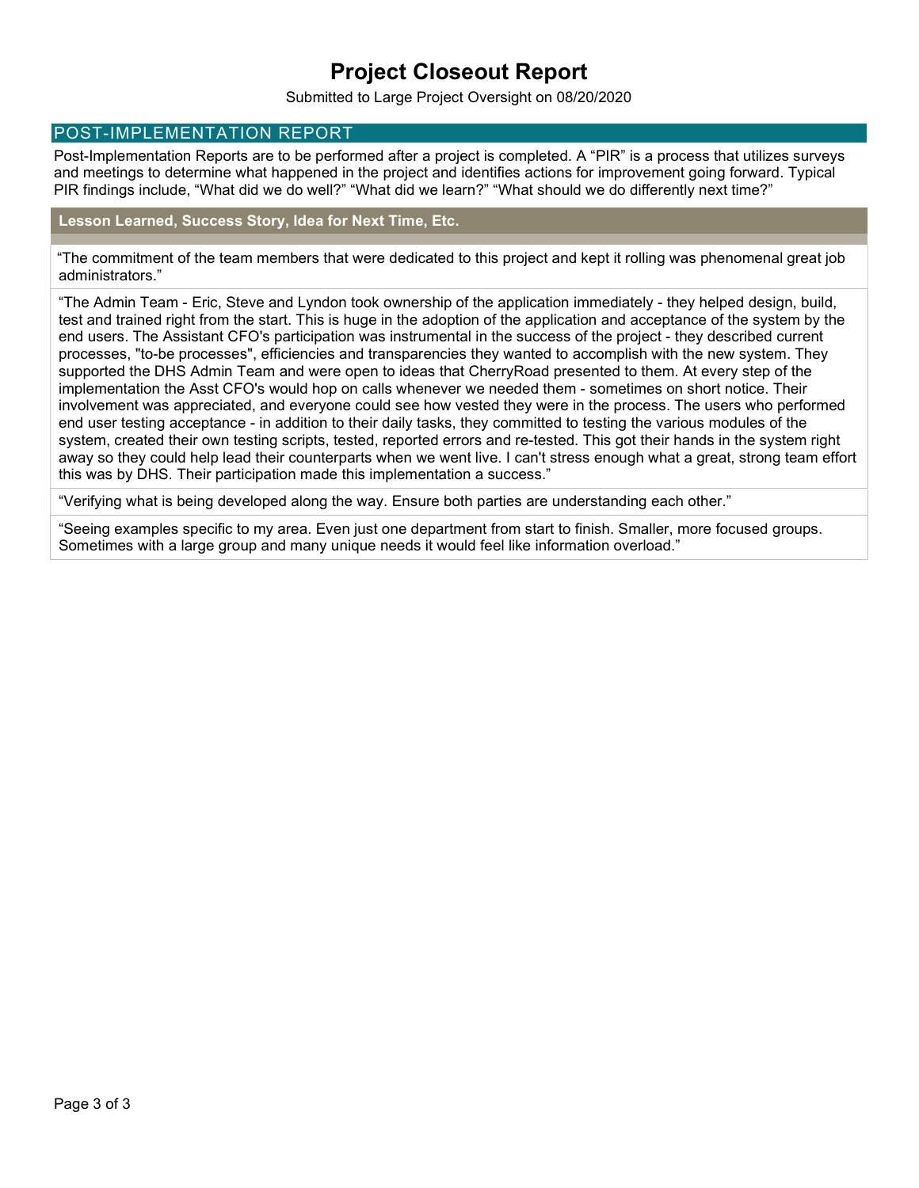# Project Closeout Report

Submitted to Large Project Oversight on 08/20/2020

## POST-IMPLEMENTATION REPORT

Post-Implementation Reports are to be performed after a project is completed. A "PIR" is a process that utilizes surveys and meetings to determine what happened in the project and identifies actions for improvement going forward. Typical PIR findings include, "What did we do well?" "What did we learn?" "What should we do differently next time?"

### Lesson Learned, Success Story, Idea for Next Time, Etc.

"The commitment of the team members that were dedicated to this project and kept it rolling was phenomenal great job administrators."

"The Admin Team - Eric, Steve and Lyndon took ownership of the application immediately - they helped design, build, test and trained right from the start. This is huge in the adoption of the application and acceptance of the system by the end users. The Assistant CFO's participation was instrumental in the success of the project - they described current processes, "to-be processes", efficiencies and transparencies they wanted to accomplish with the new system. They supported the DHS Admin Team and were open to ideas that CherryRoad presented to them. At every step of the implementation the Asst CFO's would hop on calls whenever we needed them - sometimes on short notice. Their involvement was appreciated, and everyone could see how vested they were in the process. The users who performed end user testing acceptance - in addition to their daily tasks, they committed to testing the various modules of the system, created their own testing scripts, tested, reported errors and re-tested. This got their hands in the system right away so they could help lead their counterparts when we went live. I can't stress enough what a great, strong team effort this was by DHS. Their participation made this implementation a success."

"Verifying what is being developed along the way. Ensure both parties are understanding each other."

"Seeing examples specific to my area. Even just one department from start to finish. Smaller, more focused groups. Sometimes with a large group and many unique needs it would feel like information overload."